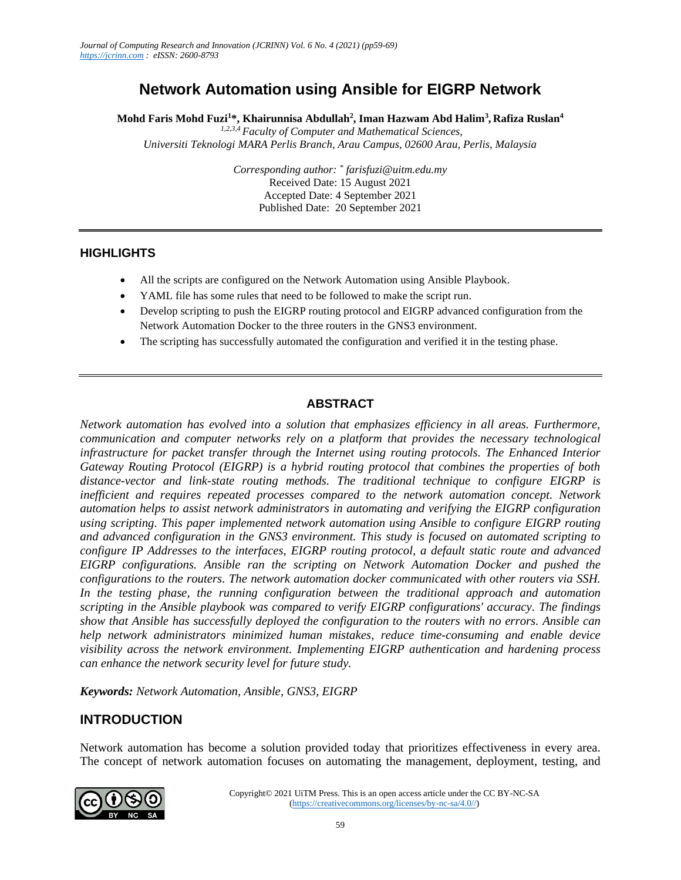# Network Automation using Ansible for EIGRP Network

**Mohd Faris Mohd Fuzi[1]*, Khairunnisa Abdullah[2], Iman Hazwam Abd Halim[3], Rafiza Ruslan[4]**

*[1,2,3,4] Faculty of Computer and Mathematical Sciences, Universiti Teknologi MARA Perlis Branch, Arau Campus, 02600 Arau, Perlis, Malaysia*

*Corresponding author: * farisfuzi@uitm.edu.my*

Received Date: 15 August 2021

Accepted Date: 4 September 2021

Published Date: 20 September 2021

## HIGHLIGHTS

- All the scripts are configured on the Network Automation using Ansible Playbook.
- YAML file has some rules that need to be followed to make the script run.
- Develop scripting to push the EIGRP routing protocol and EIGRP advanced configuration from the Network Automation Docker to the three routers in the GNS3 environment.
- The scripting has successfully automated the configuration and verified it in the testing phase.

## ABSTRACT

*Network automation has evolved into a solution that emphasizes efficiency in all areas. Furthermore, communication and computer networks rely on a platform that provides the necessary technological infrastructure for packet transfer through the Internet using routing protocols. The Enhanced Interior Gateway Routing Protocol (EIGRP) is a hybrid routing protocol that combines the properties of both distance-vector and link-state routing methods. The traditional technique to configure EIGRP is inefficient and requires repeated processes compared to the network automation concept. Network automation helps to assist network administrators in automating and verifying the EIGRP configuration using scripting. This paper implemented network automation using Ansible to configure EIGRP routing and advanced configuration in the GNS3 environment. This study is focused on automated scripting to configure IP Addresses to the interfaces, EIGRP routing protocol, a default static route and advanced EIGRP configurations. Ansible ran the scripting on Network Automation Docker and pushed the configurations to the routers. The network automation docker communicated with other routers via SSH. In the testing phase, the running configuration between the traditional approach and automation scripting in the Ansible playbook was compared to verify EIGRP configurations' accuracy. The findings show that Ansible has successfully deployed the configuration to the routers with no errors. Ansible can help network administrators minimized human mistakes, reduce time-consuming and enable device visibility across the network environment. Implementing EIGRP authentication and hardening process can enhance the network security level for future study.*

***Keywords:*** *Network Automation, Ansible, GNS3, EIGRP*

## INTRODUCTION

Network automation has become a solution provided today that prioritizes effectiveness in every area. The concept of network automation focuses on automating the management, deployment, testing, and

Copyright© 2021 UiTM Press. This is an open access article under the CC BY-NC-SA (https://creativecommons.org/licenses/by-nc-sa/4.0//)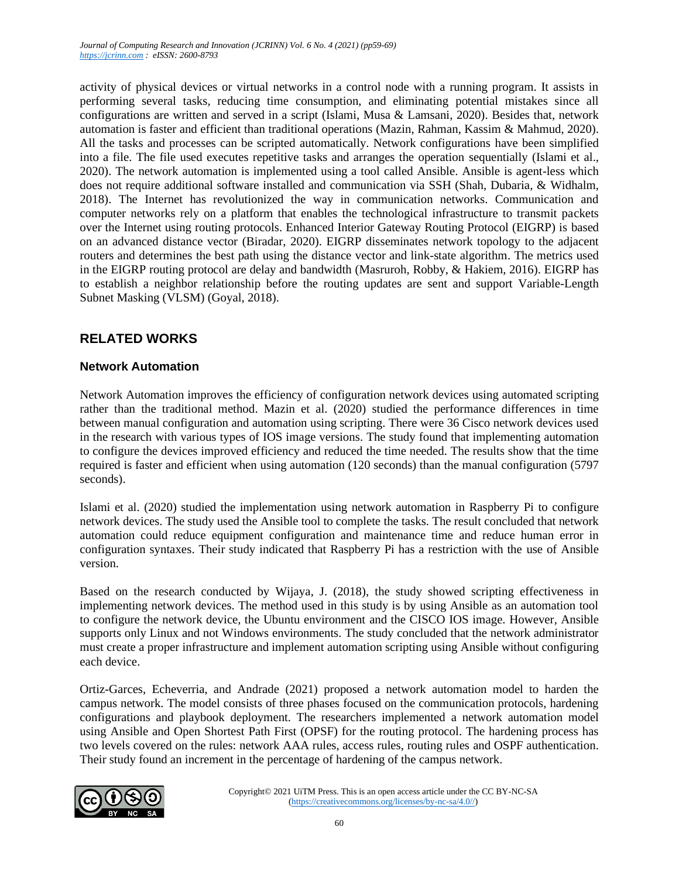activity of physical devices or virtual networks in a control node with a running program. It assists in performing several tasks, reducing time consumption, and eliminating potential mistakes since all configurations are written and served in a script (Islami, Musa & Lamsani, 2020). Besides that, network automation is faster and efficient than traditional operations (Mazin, Rahman, Kassim & Mahmud, 2020). All the tasks and processes can be scripted automatically. Network configurations have been simplified into a file. The file used executes repetitive tasks and arranges the operation sequentially (Islami et al., 2020). The network automation is implemented using a tool called Ansible. Ansible is agent-less which does not require additional software installed and communication via SSH (Shah, Dubaria, & Widhalm, 2018). The Internet has revolutionized the way in communication networks. Communication and computer networks rely on a platform that enables the technological infrastructure to transmit packets over the Internet using routing protocols. Enhanced Interior Gateway Routing Protocol (EIGRP) is based on an advanced distance vector (Biradar, 2020). EIGRP disseminates network topology to the adjacent routers and determines the best path using the distance vector and link-state algorithm. The metrics used in the EIGRP routing protocol are delay and bandwidth (Masruroh, Robby, & Hakiem, 2016). EIGRP has to establish a neighbor relationship before the routing updates are sent and support Variable-Length Subnet Masking (VLSM) (Goyal, 2018).

## RELATED WORKS

### Network Automation

Network Automation improves the efficiency of configuration network devices using automated scripting rather than the traditional method. Mazin et al. (2020) studied the performance differences in time between manual configuration and automation using scripting. There were 36 Cisco network devices used in the research with various types of IOS image versions. The study found that implementing automation to configure the devices improved efficiency and reduced the time needed. The results show that the time required is faster and efficient when using automation (120 seconds) than the manual configuration (5797 seconds).

Islami et al. (2020) studied the implementation using network automation in Raspberry Pi to configure network devices. The study used the Ansible tool to complete the tasks. The result concluded that network automation could reduce equipment configuration and maintenance time and reduce human error in configuration syntaxes. Their study indicated that Raspberry Pi has a restriction with the use of Ansible version.

Based on the research conducted by Wijaya, J. (2018), the study showed scripting effectiveness in implementing network devices. The method used in this study is by using Ansible as an automation tool to configure the network device, the Ubuntu environment and the CISCO IOS image. However, Ansible supports only Linux and not Windows environments. The study concluded that the network administrator must create a proper infrastructure and implement automation scripting using Ansible without configuring each device.

Ortiz-Garces, Echeverria, and Andrade (2021) proposed a network automation model to harden the campus network. The model consists of three phases focused on the communication protocols, hardening configurations and playbook deployment. The researchers implemented a network automation model using Ansible and Open Shortest Path First (OPSF) for the routing protocol. The hardening process has two levels covered on the rules: network AAA rules, access rules, routing rules and OSPF authentication. Their study found an increment in the percentage of hardening of the campus network.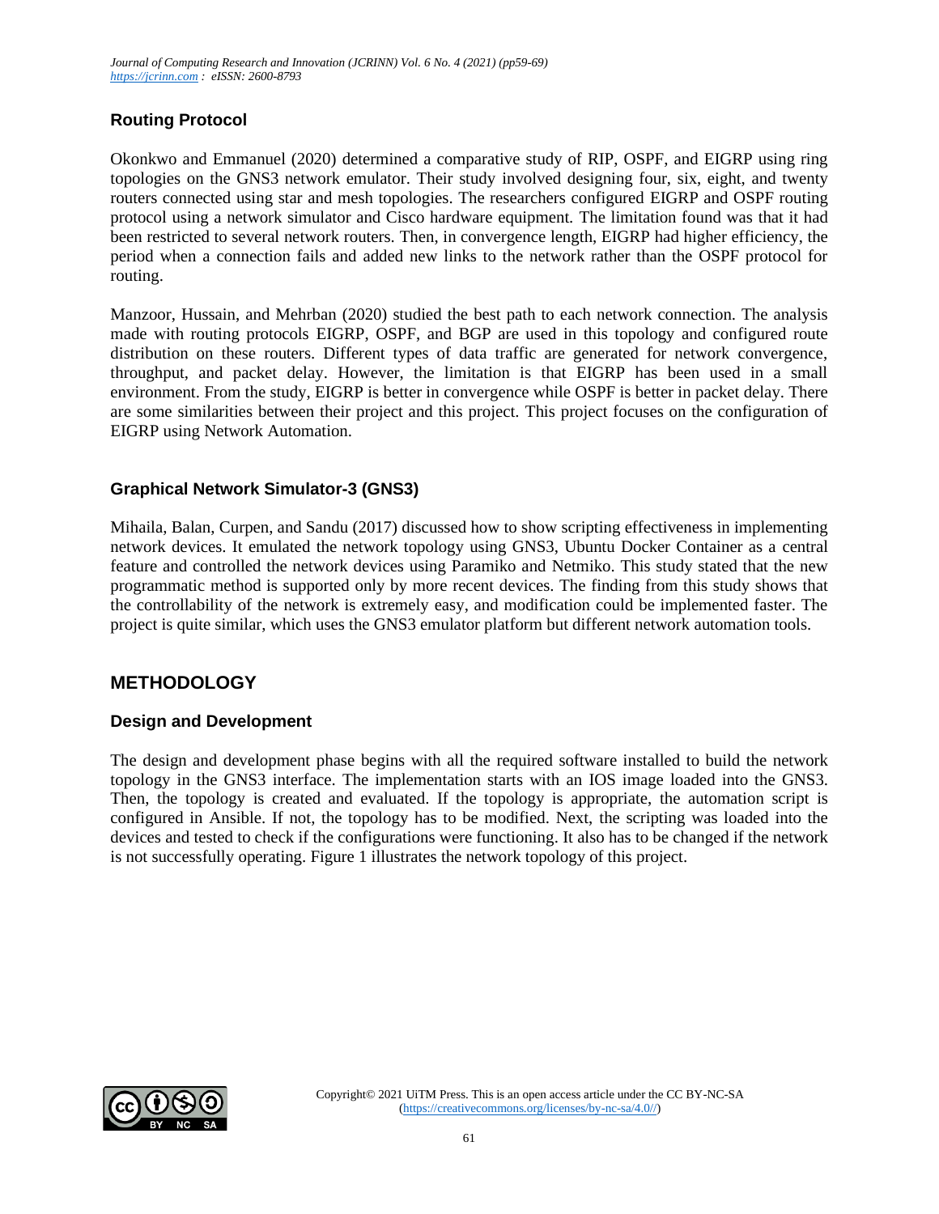### Routing Protocol

Okonkwo and Emmanuel (2020) determined a comparative study of RIP, OSPF, and EIGRP using ring topologies on the GNS3 network emulator. Their study involved designing four, six, eight, and twenty routers connected using star and mesh topologies. The researchers configured EIGRP and OSPF routing protocol using a network simulator and Cisco hardware equipment. The limitation found was that it had been restricted to several network routers. Then, in convergence length, EIGRP had higher efficiency, the period when a connection fails and added new links to the network rather than the OSPF protocol for routing.

Manzoor, Hussain, and Mehrban (2020) studied the best path to each network connection. The analysis made with routing protocols EIGRP, OSPF, and BGP are used in this topology and configured route distribution on these routers. Different types of data traffic are generated for network convergence, throughput, and packet delay. However, the limitation is that EIGRP has been used in a small environment. From the study, EIGRP is better in convergence while OSPF is better in packet delay. There are some similarities between their project and this project. This project focuses on the configuration of EIGRP using Network Automation.

### Graphical Network Simulator-3 (GNS3)

Mihaila, Balan, Curpen, and Sandu (2017) discussed how to show scripting effectiveness in implementing network devices. It emulated the network topology using GNS3, Ubuntu Docker Container as a central feature and controlled the network devices using Paramiko and Netmiko. This study stated that the new programmatic method is supported only by more recent devices. The finding from this study shows that the controllability of the network is extremely easy, and modification could be implemented faster. The project is quite similar, which uses the GNS3 emulator platform but different network automation tools.

## METHODOLOGY

### Design and Development

The design and development phase begins with all the required software installed to build the network topology in the GNS3 interface. The implementation starts with an IOS image loaded into the GNS3. Then, the topology is created and evaluated. If the topology is appropriate, the automation script is configured in Ansible. If not, the topology has to be modified. Next, the scripting was loaded into the devices and tested to check if the configurations were functioning. It also has to be changed if the network is not successfully operating. Figure 1 illustrates the network topology of this project.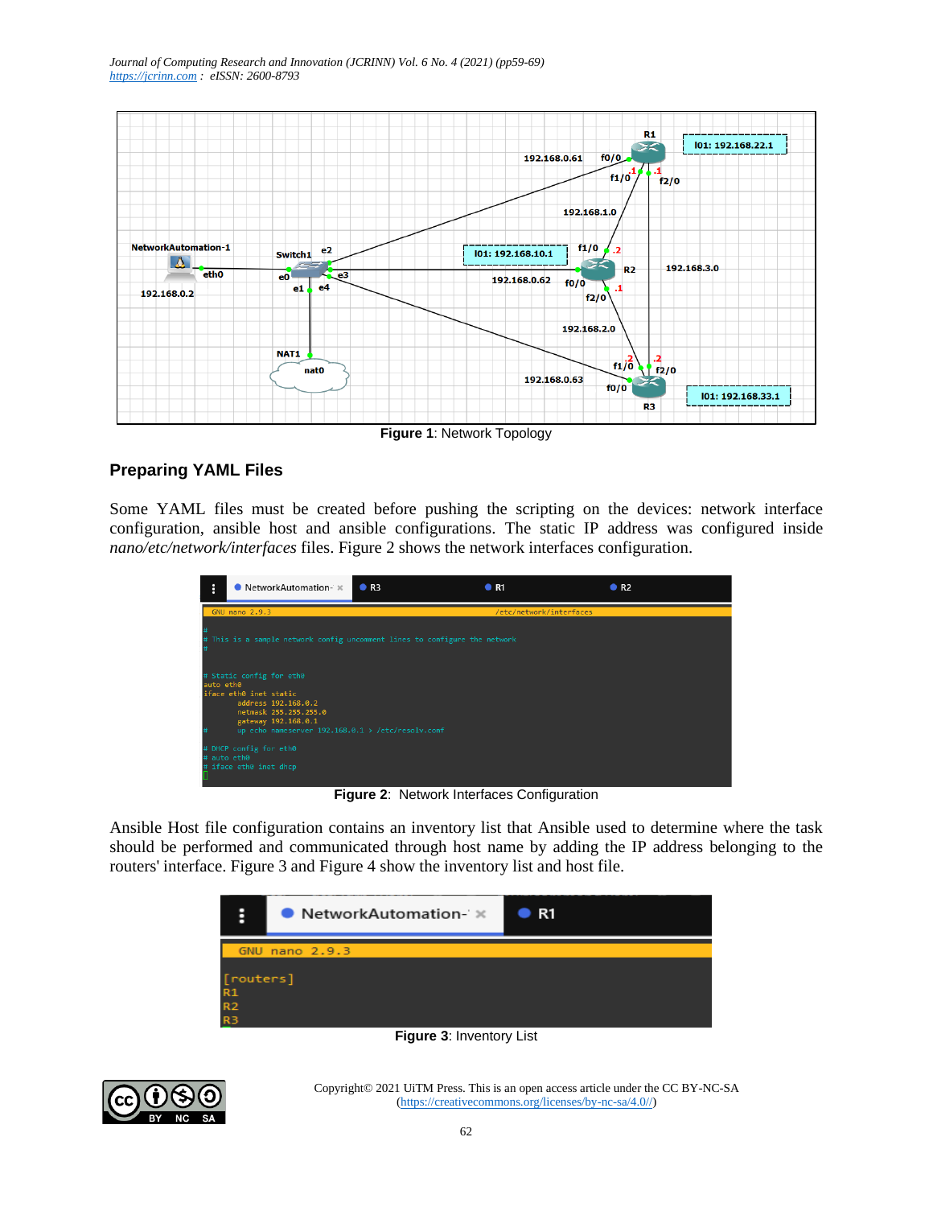R1
l01: 192.168.22.1
192.168.0.61
f0/0
f1/0
f2/0
.1
.1
192.168.1.0
NetworkAutomation-1
Switch1
e2
l01: 192.168.10.1
f1/0
.2
R2
192.168.3.0
eth0
e0
e3
192.168.0.62
f0/0
192.168.0.2
e1
e4
.1
f2/0
192.168.2.0
NAT1
nat0
.2
.2
f1/0
f2/0
192.168.0.63
f0/0
l01: 192.168.33.1
R3

**Figure 1**: Network Topology

## Preparing YAML Files

Some YAML files must be created before pushing the scripting on the devices: network interface configuration, ansible host and ansible configurations. The static IP address was configured inside *nano/etc/network/interfaces* files. Figure 2 shows the network interfaces configuration.

```
GNU nano 2.9.3                    /etc/network/interfaces

#
# This is a sample network config uncomment lines to configure the network
#

# Static config for eth0
auto eth0
iface eth0 inet static
        address 192.168.0.2
        netmask 255.255.255.0
        gateway 192.168.0.1
#       up echo nameserver 192.168.0.1 > /etc/resolv.conf

# DHCP config for eth0
# auto eth0
# iface eth0 inet dhcp
```

**Figure 2**: Network Interfaces Configuration

Ansible Host file configuration contains an inventory list that Ansible used to determine where the task should be performed and communicated through host name by adding the IP address belonging to the routers' interface. Figure 3 and Figure 4 show the inventory list and host file.

```
GNU nano 2.9.3

[routers]
R1
R2
R3
```

**Figure 3**: Inventory List

Copyright© 2021 UiTM Press. This is an open access article under the CC BY-NC-SA (https://creativecommons.org/licenses/by-nc-sa/4.0//)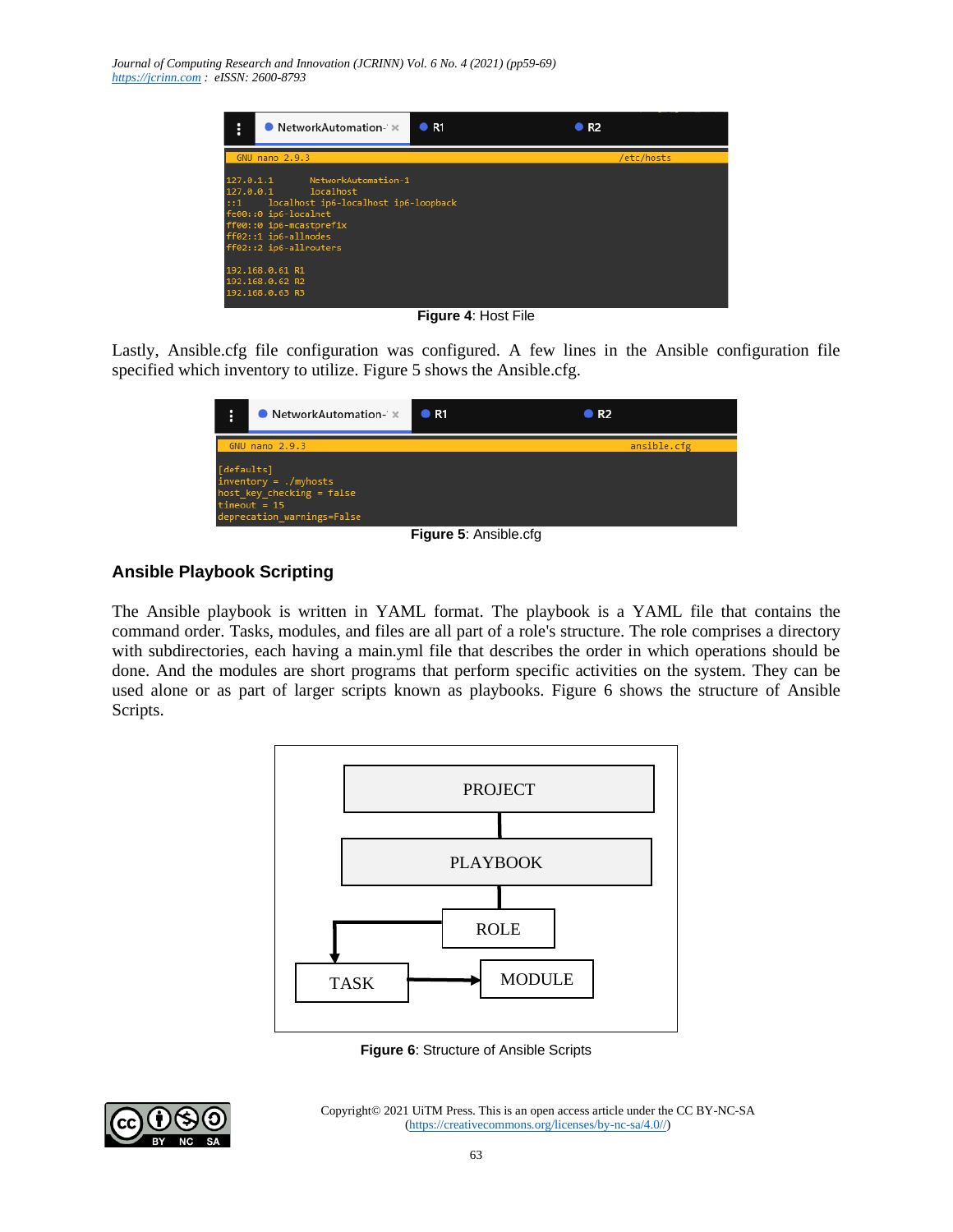```
GNU nano 2.9.3                                      /etc/hosts

127.0.1.1       NetworkAutomation-1
127.0.0.1       localhost
::1     localhost ip6-localhost ip6-loopback
fe00::0 ip6-localnet
ff00::0 ip6-mcastprefix
ff02::1 ip6-allnodes
ff02::2 ip6-allrouters

192.168.0.61 R1
192.168.0.62 R2
192.168.0.63 R3
```

**Figure 4**: Host File

Lastly, Ansible.cfg file configuration was configured. A few lines in the Ansible configuration file specified which inventory to utilize. Figure 5 shows the Ansible.cfg.

```
GNU nano 2.9.3                                      ansible.cfg

[defaults]
inventory = ./myhosts
host_key_checking = false
timeout = 15
deprecation_warnings=False
```

**Figure 5**: Ansible.cfg

### Ansible Playbook Scripting

The Ansible playbook is written in YAML format. The playbook is a YAML file that contains the command order. Tasks, modules, and files are all part of a role's structure. The role comprises a directory with subdirectories, each having a main.yml file that describes the order in which operations should be done. And the modules are short programs that perform specific activities on the system. They can be used alone or as part of larger scripts known as playbooks. Figure 6 shows the structure of Ansible Scripts.

PROJECT
PLAYBOOK
ROLE
TASK
MODULE

**Figure 6**: Structure of Ansible Scripts

Copyright© 2021 UiTM Press. This is an open access article under the CC BY-NC-SA (https://creativecommons.org/licenses/by-nc-sa/4.0//)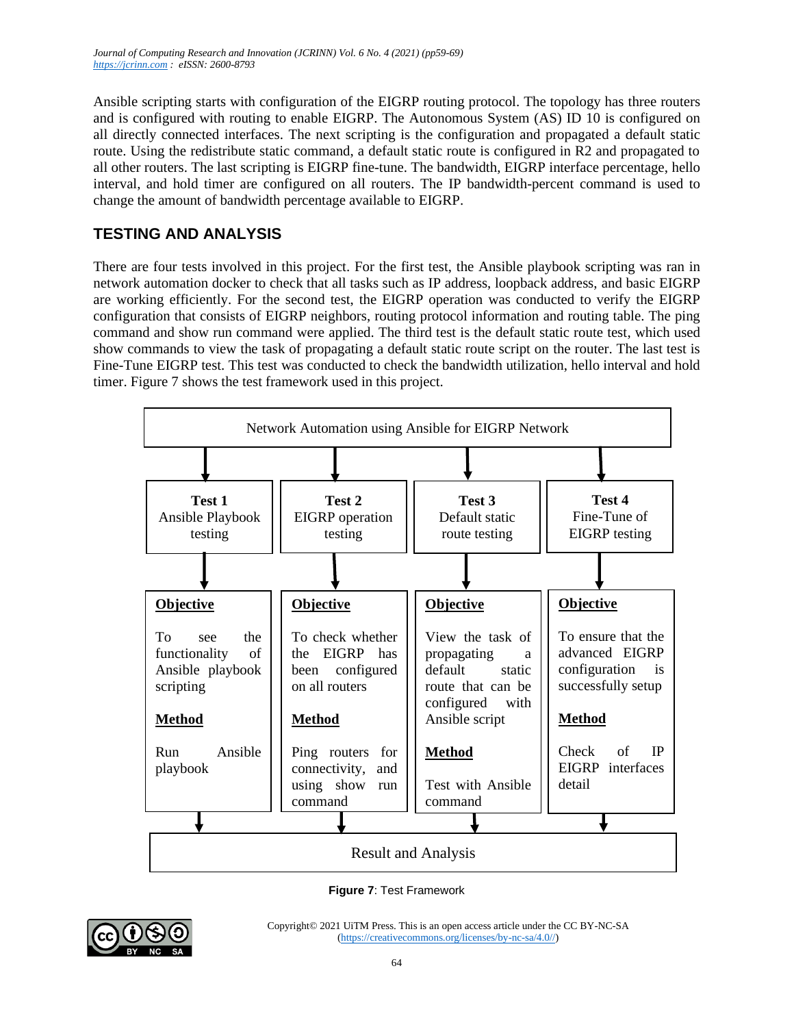Ansible scripting starts with configuration of the EIGRP routing protocol. The topology has three routers and is configured with routing to enable EIGRP. The Autonomous System (AS) ID 10 is configured on all directly connected interfaces. The next scripting is the configuration and propagated a default static route. Using the redistribute static command, a default static route is configured in R2 and propagated to all other routers. The last scripting is EIGRP fine-tune. The bandwidth, EIGRP interface percentage, hello interval, and hold timer are configured on all routers. The IP bandwidth-percent command is used to change the amount of bandwidth percentage available to EIGRP.

## TESTING AND ANALYSIS

There are four tests involved in this project. For the first test, the Ansible playbook scripting was ran in network automation docker to check that all tasks such as IP address, loopback address, and basic EIGRP are working efficiently. For the second test, the EIGRP operation was conducted to verify the EIGRP configuration that consists of EIGRP neighbors, routing protocol information and routing table. The ping command and show run command were applied. The third test is the default static route test, which used show commands to view the task of propagating a default static route script on the router. The last test is Fine-Tune EIGRP test. This test was conducted to check the bandwidth utilization, hello interval and hold timer. Figure 7 shows the test framework used in this project.

Network Automation using Ansible for EIGRP Network

**Test 1** Ansible Playbook testing

**Objective**
To see the functionality of Ansible playbook scripting

**Method**
Run Ansible playbook

**Test 2** EIGRP operation testing

**Objective**
To check whether the EIGRP has been configured on all routers

**Method**
Ping routers for connectivity, and using show run command

**Test 3** Default static route testing

**Objective**
View the task of propagating a default static route that can be configured with Ansible script

**Method**
Test with Ansible command

**Test 4** Fine-Tune of EIGRP testing

**Objective**
To ensure that the advanced EIGRP configuration is successfully setup

**Method**
Check of IP EIGRP interfaces detail

Result and Analysis

**Figure 7**: Test Framework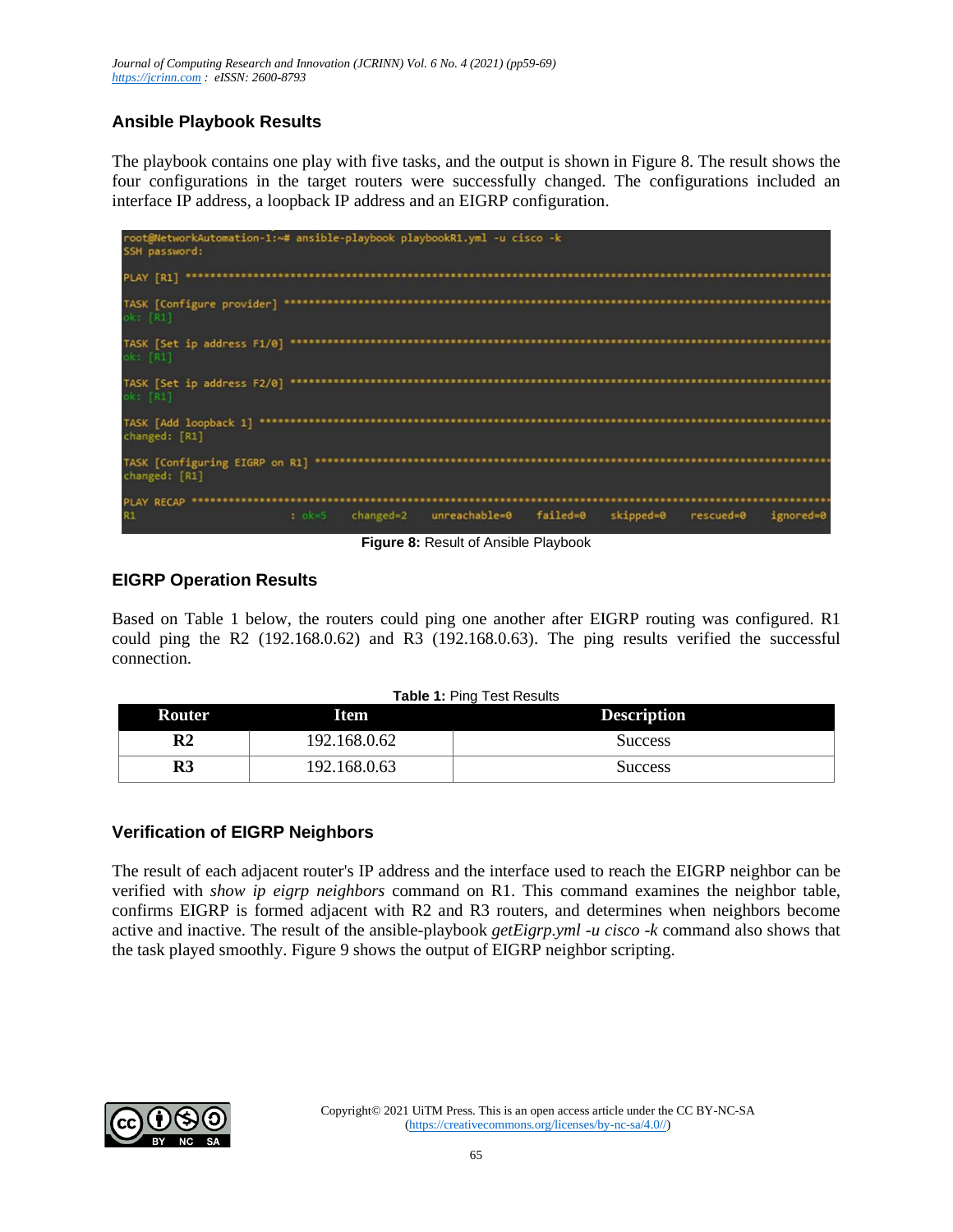## Ansible Playbook Results

The playbook contains one play with five tasks, and the output is shown in Figure 8. The result shows the four configurations in the target routers were successfully changed. The configurations included an interface IP address, a loopback IP address and an EIGRP configuration.

```
root@NetworkAutomation-1:~# ansible-playbook playbookR1.yml -u cisco -k
SSH password:

PLAY [R1] ************************************************************************************

TASK [Configure provider] ********************************************************************
ok: [R1]

TASK [Set ip address F1/0] *******************************************************************
ok: [R1]

TASK [Set ip address F2/0] *******************************************************************
ok: [R1]

TASK [Add loopback 1] ************************************************************************
changed: [R1]

TASK [Configuring EIGRP on R1] ***************************************************************
changed: [R1]

PLAY RECAP ***********************************************************************************
R1                         : ok=5    changed=2    unreachable=0    failed=0    skipped=0    rescued=0    ignored=0
```

**Figure 8:** Result of Ansible Playbook

## EIGRP Operation Results

Based on Table 1 below, the routers could ping one another after EIGRP routing was configured. R1 could ping the R2 (192.168.0.62) and R3 (192.168.0.63). The ping results verified the successful connection.

**Table 1:** Ping Test Results

| Router | Item | Description |
|---|---|---|
| **R2** | 192.168.0.62 | Success |
| **R3** | 192.168.0.63 | Success |

## Verification of EIGRP Neighbors

The result of each adjacent router's IP address and the interface used to reach the EIGRP neighbor can be verified with *show ip eigrp neighbors* command on R1. This command examines the neighbor table, confirms EIGRP is formed adjacent with R2 and R3 routers, and determines when neighbors become active and inactive. The result of the ansible-playbook *getEigrp.yml -u cisco -k* command also shows that the task played smoothly. Figure 9 shows the output of EIGRP neighbor scripting.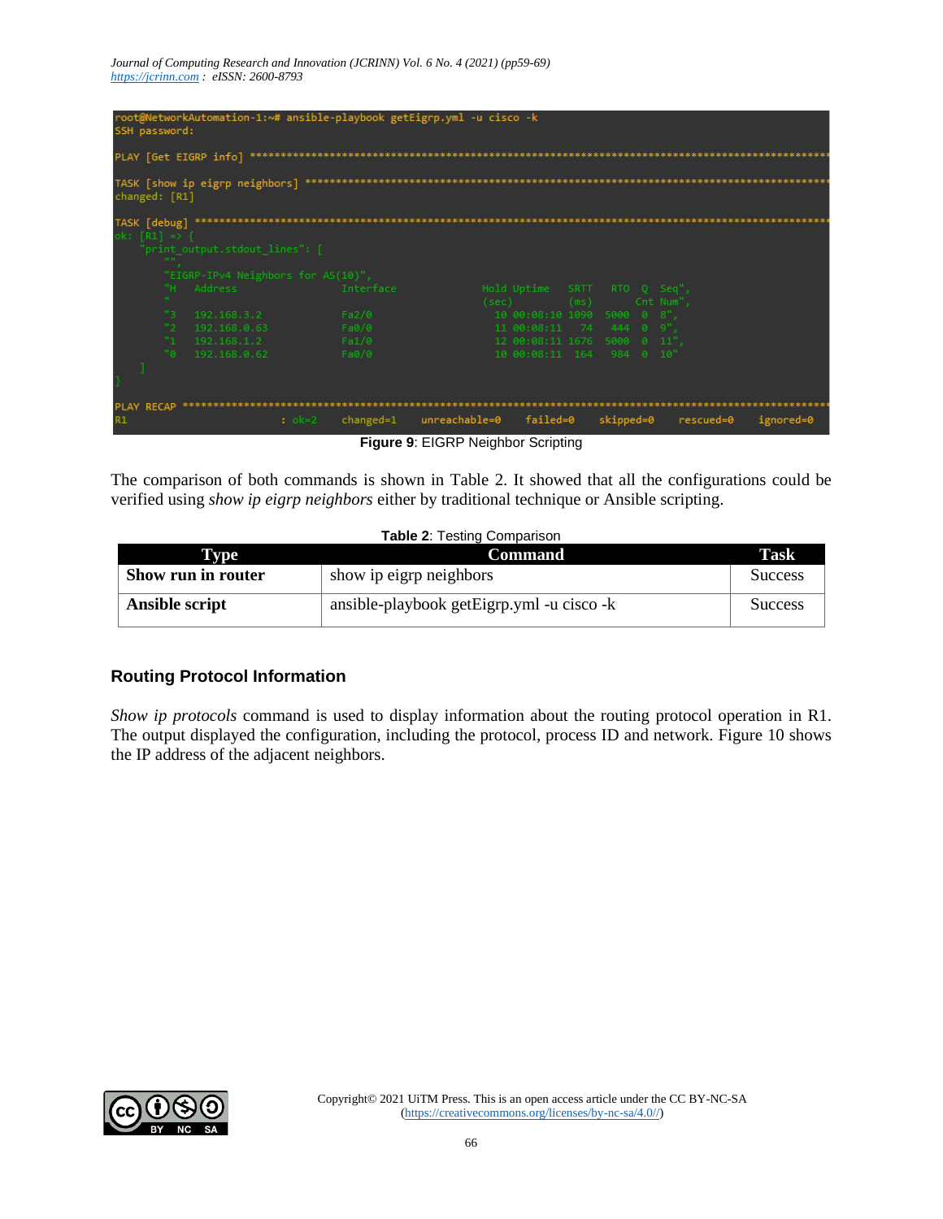```
root@NetworkAutomation-1:~# ansible-playbook getEigrp.yml -u cisco -k
SSH password:

PLAY [Get EIGRP info] ****************************************************************************************

TASK [show ip eigrp neighbors] *******************************************************************************
changed: [R1]

TASK [debug] *************************************************************************************************
ok: [R1] => {
    "print_output.stdout_lines": [
        "",
        "EIGRP-IPv4 Neighbors for AS(10)",
        "H   Address                 Interface              Hold Uptime   SRTT   RTO  Q  Seq",
        "                                                   (sec)         (ms)       Cnt Num",
        "3   192.168.3.2             Fa2/0                    10 00:08:10 1090  5000  0  8",
        "2   192.168.0.63            Fa0/0                    11 00:08:11   74   444  0  9",
        "1   192.168.1.2             Fa1/0                    12 00:08:11 1676  5000  0  11",
        "0   192.168.0.62            Fa0/0                    10 00:08:11  164   984  0  10"
    ]
}

PLAY RECAP ***************************************************************************************************
R1                         : ok=2    changed=1    unreachable=0    failed=0    skipped=0    rescued=0    ignored=0
```

**Figure 9**: EIGRP Neighbor Scripting

The comparison of both commands is shown in Table 2. It showed that all the configurations could be verified using *show ip eigrp neighbors* either by traditional technique or Ansible scripting.

**Table 2**: Testing Comparison

| Type | Command | Task |
|---|---|---|
| **Show run in router** | show ip eigrp neighbors | Success |
| **Ansible script** | ansible-playbook getEigrp.yml -u cisco -k | Success |

### Routing Protocol Information

*Show ip protocols* command is used to display information about the routing protocol operation in R1. The output displayed the configuration, including the protocol, process ID and network. Figure 10 shows the IP address of the adjacent neighbors.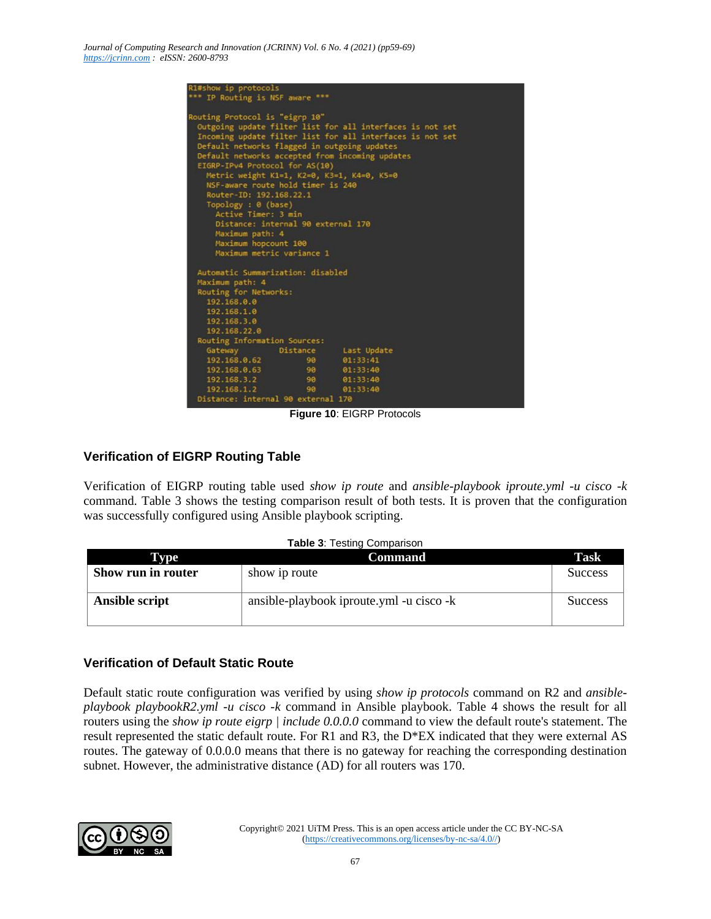```
R1#show ip protocols
*** IP Routing is NSF aware ***

Routing Protocol is "eigrp 10"
  Outgoing update filter list for all interfaces is not set
  Incoming update filter list for all interfaces is not set
  Default networks flagged in outgoing updates
  Default networks accepted from incoming updates
  EIGRP-IPv4 Protocol for AS(10)
    Metric weight K1=1, K2=0, K3=1, K4=0, K5=0
    NSF-aware route hold timer is 240
    Router-ID: 192.168.22.1
    Topology : 0 (base)
      Active Timer: 3 min
      Distance: internal 90 external 170
      Maximum path: 4
      Maximum hopcount 100
      Maximum metric variance 1

  Automatic Summarization: disabled
  Maximum path: 4
  Routing for Networks:
    192.168.0.0
    192.168.1.0
    192.168.3.0
    192.168.22.0
  Routing Information Sources:
    Gateway         Distance      Last Update
    192.168.0.62          90      01:33:41
    192.168.0.63          90      01:33:40
    192.168.3.2           90      01:33:40
    192.168.1.2           90      01:33:40
  Distance: internal 90 external 170
```

**Figure 10**: EIGRP Protocols

### Verification of EIGRP Routing Table

Verification of EIGRP routing table used *show ip route* and *ansible-playbook iproute.yml -u cisco -k* command. Table 3 shows the testing comparison result of both tests. It is proven that the configuration was successfully configured using Ansible playbook scripting.

**Table 3**: Testing Comparison

| Type | Command | Task |
| --- | --- | --- |
| **Show run in router** | show ip route | Success |
| **Ansible script** | ansible-playbook iproute.yml -u cisco -k | Success |

### Verification of Default Static Route

Default static route configuration was verified by using *show ip protocols* command on R2 and *ansible-playbook playbookR2.yml -u cisco -k* command in Ansible playbook. Table 4 shows the result for all routers using the *show ip route eigrp | include 0.0.0.0* command to view the default route's statement. The result represented the static default route. For R1 and R3, the D*EX indicated that they were external AS routes. The gateway of 0.0.0.0 means that there is no gateway for reaching the corresponding destination subnet. However, the administrative distance (AD) for all routers was 170.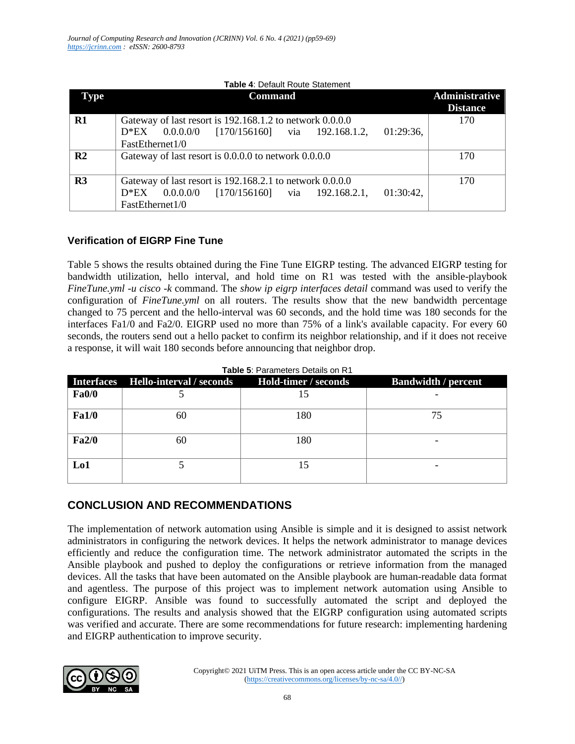**Table 4**: Default Route Statement

| Type | Command | Administrative Distance |
| --- | --- | --- |
| **R1** | Gateway of last resort is 192.168.1.2 to network 0.0.0.0 D*EX 0.0.0.0/0 [170/156160] via 192.168.1.2, 01:29:36, FastEthernet1/0 | 170 |
| **R2** | Gateway of last resort is 0.0.0.0 to network 0.0.0.0 | 170 |
| **R3** | Gateway of last resort is 192.168.2.1 to network 0.0.0.0 D*EX 0.0.0.0/0 [170/156160] via 192.168.2.1, 01:30:42, FastEthernet1/0 | 170 |

### Verification of EIGRP Fine Tune

Table 5 shows the results obtained during the Fine Tune EIGRP testing. The advanced EIGRP testing for bandwidth utilization, hello interval, and hold time on R1 was tested with the ansible-playbook *FineTune.yml -u cisco -k* command. The *show ip eigrp interfaces detail* command was used to verify the configuration of *FineTune.yml* on all routers. The results show that the new bandwidth percentage changed to 75 percent and the hello-interval was 60 seconds, and the hold time was 180 seconds for the interfaces Fa1/0 and Fa2/0. EIGRP used no more than 75% of a link's available capacity. For every 60 seconds, the routers send out a hello packet to confirm its neighbor relationship, and if it does not receive a response, it will wait 180 seconds before announcing that neighbor drop.

**Table 5**: Parameters Details on R1

| Interfaces | Hello-interval / seconds | Hold-timer / seconds | Bandwidth / percent |
| --- | --- | --- | --- |
| **Fa0/0** | 5 | 15 | - |
| **Fa1/0** | 60 | 180 | 75 |
| **Fa2/0** | 60 | 180 | - |
| **Lo1** | 5 | 15 | - |

## CONCLUSION AND RECOMMENDATIONS

The implementation of network automation using Ansible is simple and it is designed to assist network administrators in configuring the network devices. It helps the network administrator to manage devices efficiently and reduce the configuration time. The network administrator automated the scripts in the Ansible playbook and pushed to deploy the configurations or retrieve information from the managed devices. All the tasks that have been automated on the Ansible playbook are human-readable data format and agentless. The purpose of this project was to implement network automation using Ansible to configure EIGRP. Ansible was found to successfully automated the script and deployed the configurations. The results and analysis showed that the EIGRP configuration using automated scripts was verified and accurate. There are some recommendations for future research: implementing hardening and EIGRP authentication to improve security.

Copyright© 2021 UiTM Press. This is an open access article under the CC BY-NC-SA (https://creativecommons.org/licenses/by-nc-sa/4.0//)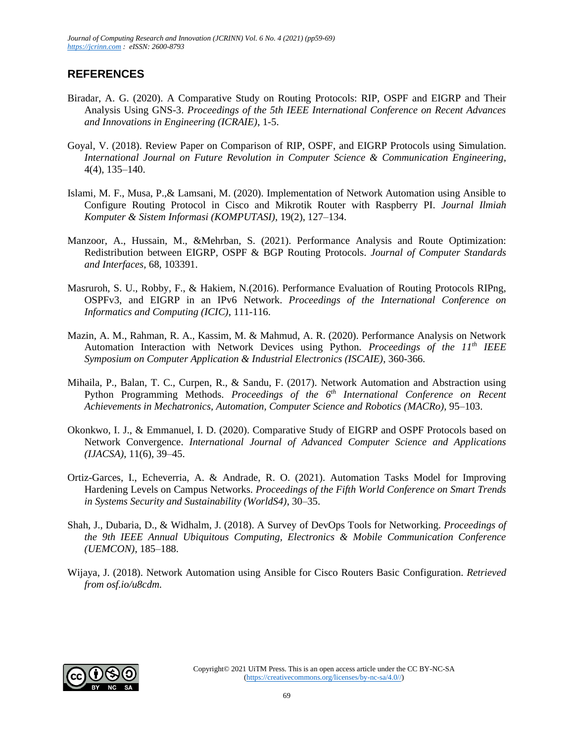## REFERENCES

Biradar, A. G. (2020). A Comparative Study on Routing Protocols: RIP, OSPF and EIGRP and Their Analysis Using GNS-3. *Proceedings of the 5th IEEE International Conference on Recent Advances and Innovations in Engineering (ICRAIE)*, 1-5.

Goyal, V. (2018). Review Paper on Comparison of RIP, OSPF, and EIGRP Protocols using Simulation. *International Journal on Future Revolution in Computer Science & Communication Engineering*, 4(4), 135–140.

Islami, M. F., Musa, P.,& Lamsani, M. (2020). Implementation of Network Automation using Ansible to Configure Routing Protocol in Cisco and Mikrotik Router with Raspberry PI. *Journal Ilmiah Komputer & Sistem Informasi (KOMPUTASI)*, 19(2), 127–134.

Manzoor, A., Hussain, M., &Mehrban, S. (2021). Performance Analysis and Route Optimization: Redistribution between EIGRP, OSPF & BGP Routing Protocols. *Journal of Computer Standards and Interfaces*, 68, 103391.

Masruroh, S. U., Robby, F., & Hakiem, N.(2016). Performance Evaluation of Routing Protocols RIPng, OSPFv3, and EIGRP in an IPv6 Network. *Proceedings of the International Conference on Informatics and Computing (ICIC)*, 111-116.

Mazin, A. M., Rahman, R. A., Kassim, M. & Mahmud, A. R. (2020). Performance Analysis on Network Automation Interaction with Network Devices using Python. *Proceedings of the 11th IEEE Symposium on Computer Application & Industrial Electronics (ISCAIE)*, 360-366.

Mihaila, P., Balan, T. C., Curpen, R., & Sandu, F. (2017). Network Automation and Abstraction using Python Programming Methods. *Proceedings of the 6th International Conference on Recent Achievements in Mechatronics, Automation, Computer Science and Robotics (MACRo)*, 95–103.

Okonkwo, I. J., & Emmanuel, I. D. (2020). Comparative Study of EIGRP and OSPF Protocols based on Network Convergence. *International Journal of Advanced Computer Science and Applications (IJACSA)*, 11(6), 39–45.

Ortiz-Garces, I., Echeverria, A. & Andrade, R. O. (2021). Automation Tasks Model for Improving Hardening Levels on Campus Networks. *Proceedings of the Fifth World Conference on Smart Trends in Systems Security and Sustainability (WorldS4)*, 30–35.

Shah, J., Dubaria, D., & Widhalm, J. (2018). A Survey of DevOps Tools for Networking. *Proceedings of the 9th IEEE Annual Ubiquitous Computing, Electronics & Mobile Communication Conference (UEMCON)*, 185–188.

Wijaya, J. (2018). Network Automation using Ansible for Cisco Routers Basic Configuration. *Retrieved from osf.io/u8cdm.*

Copyright© 2021 UiTM Press. This is an open access article under the CC BY-NC-SA (https://creativecommons.org/licenses/by-nc-sa/4.0//)